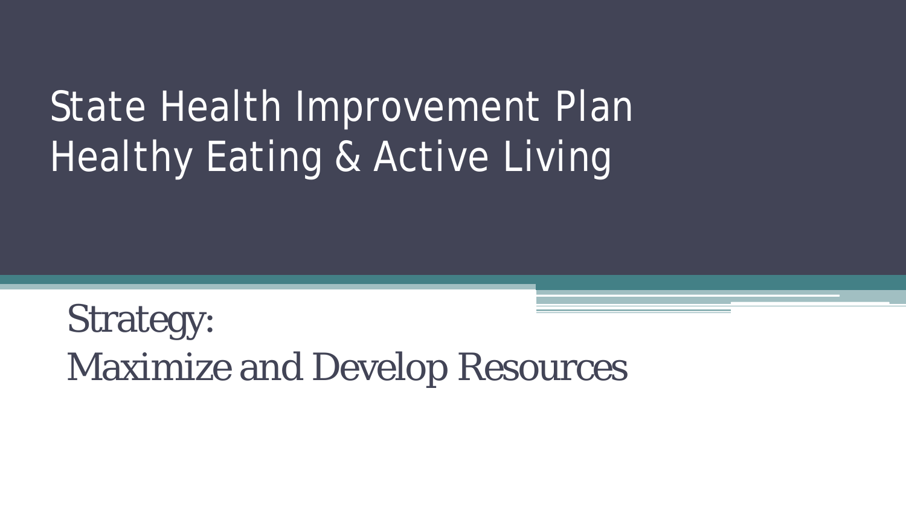# State Health Improvement Plan Healthy Eating & Active Living

## Strategy: Maximize and Develop Resources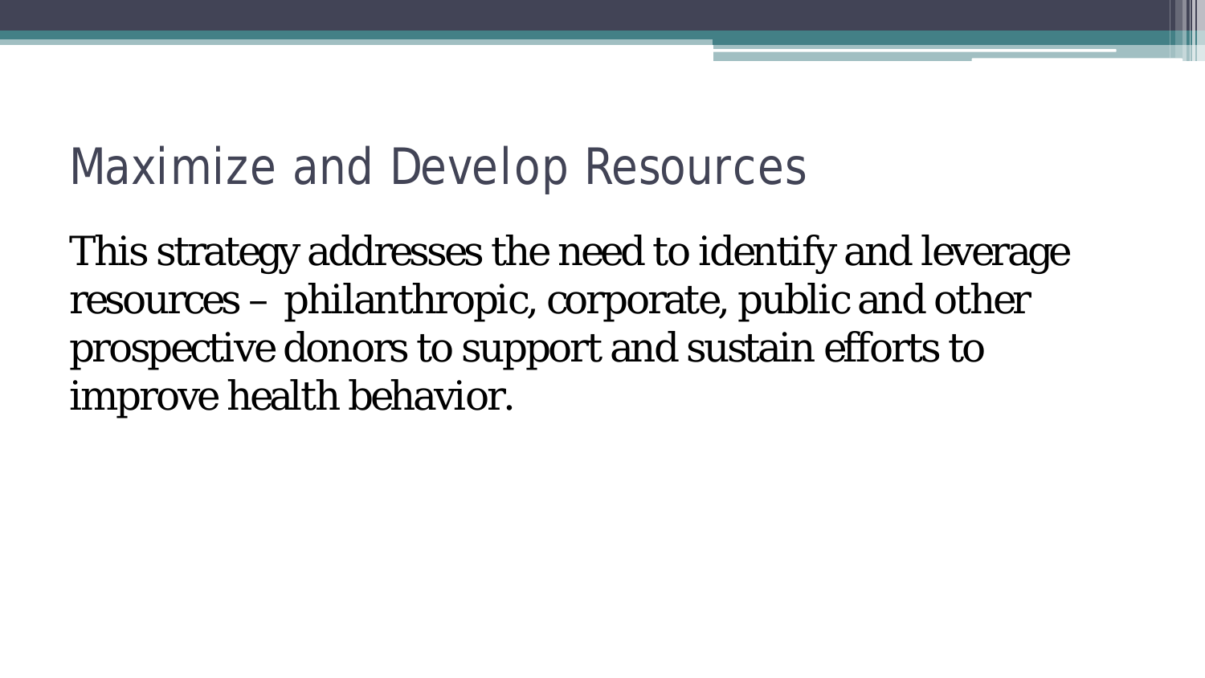# Maximize and Develop Resources

This strategy addresses the need to identify and leverage resources – philanthropic, corporate, public and other prospective donors to support and sustain efforts to improve health behavior.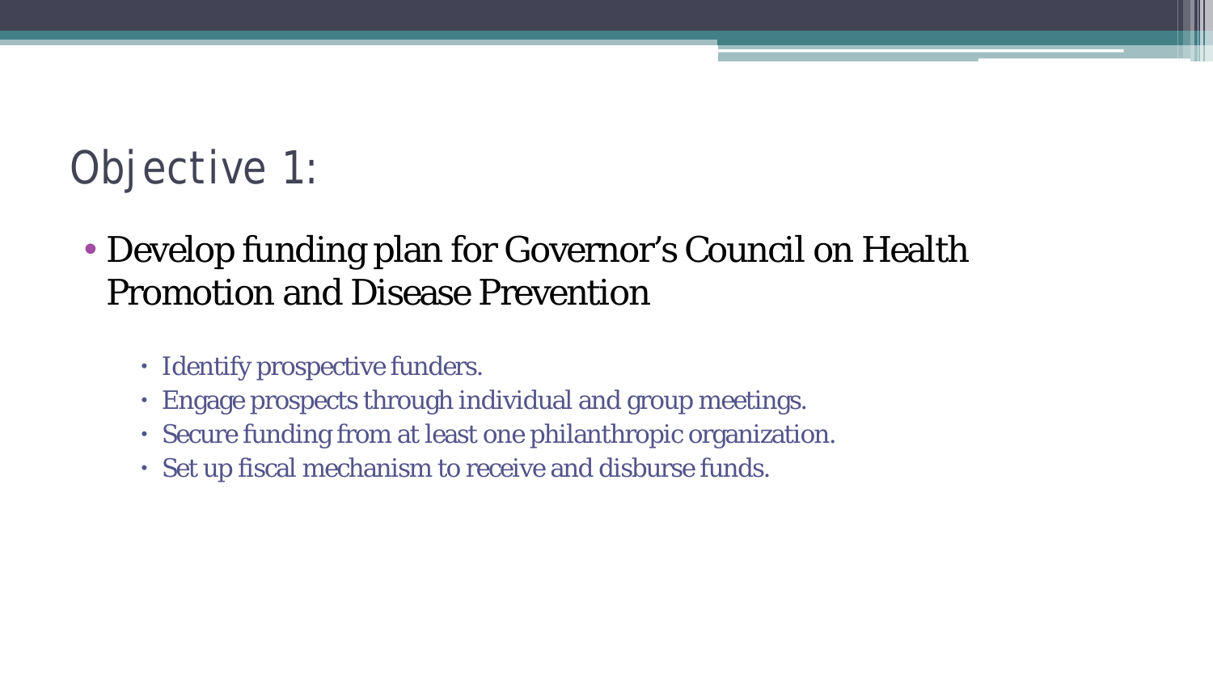# Objective 1:

- Develop funding plan for Governor's Council on Health Promotion and Disease Prevention
  - Identify prospective funders.
  - Engage prospects through individual and group meetings.
  - Secure funding from at least one philanthropic organization.
  - Set up fiscal mechanism to receive and disburse funds.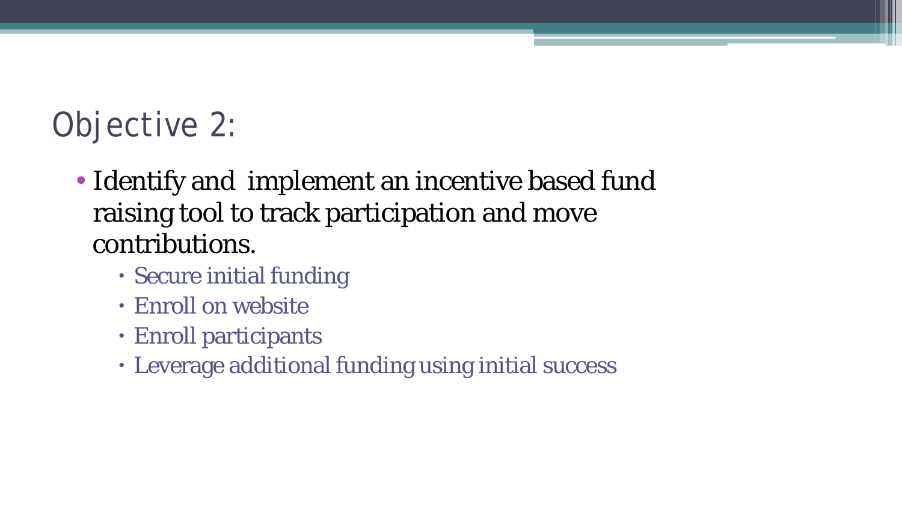# Objective 2:

- Identify and implement an incentive based fund raising tool to track participation and move contributions.
  - Secure initial funding
  - Enroll on website
  - Enroll participants
  - Leverage additional funding using initial success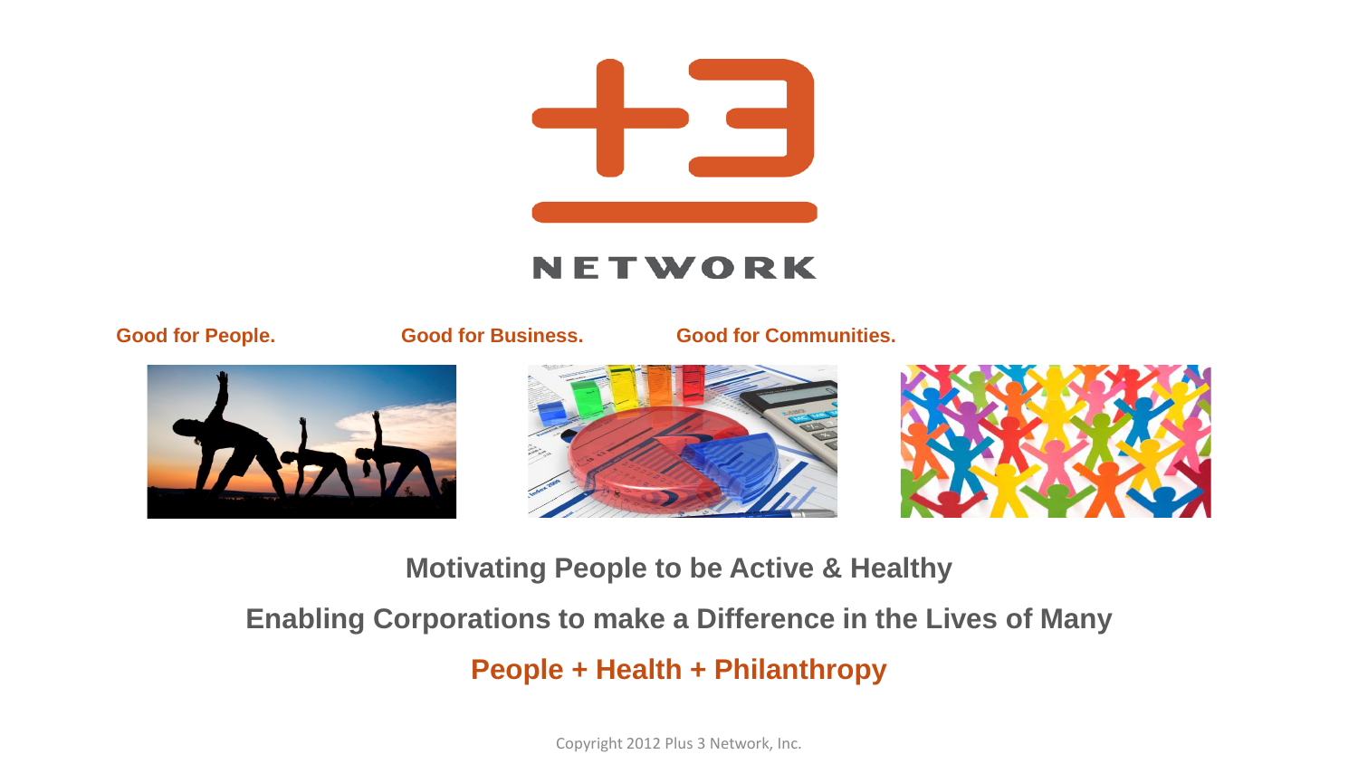# +3 NETWORK

**Good for People.** **Good for Business.** **Good for Communities.**

## Motivating People to be Active & Healthy

## Enabling Corporations to make a Difference in the Lives of Many

## People + Health + Philanthropy

Copyright 2012 Plus 3 Network, Inc.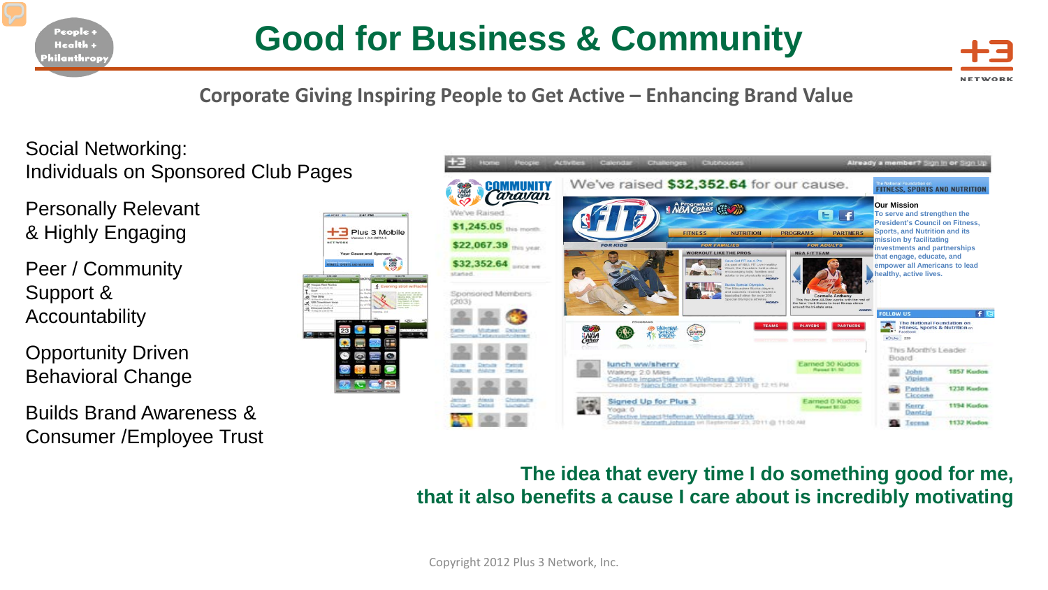# Good for Business & Community

## Corporate Giving Inspiring People to Get Active – Enhancing Brand Value

Social Networking:
Individuals on Sponsored Club Pages

Personally Relevant
& Highly Engaging

Peer / Community
Support &
Accountability

Opportunity Driven
Behavioral Change

Builds Brand Awareness &
Consumer /Employee Trust

**The idea that every time I do something good for me, that it also benefits a cause I care about is incredibly motivating**

Copyright 2012 Plus 3 Network, Inc.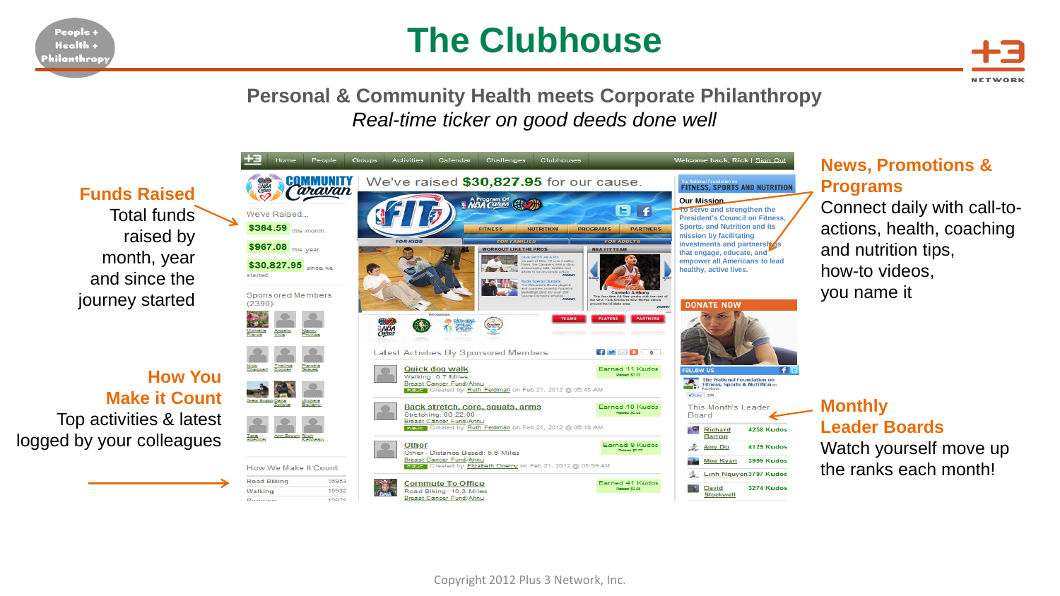# The Clubhouse

## Personal & Community Health meets Corporate Philanthropy

*Real-time ticker on good deeds done well*

**Funds Raised**
Total funds raised by month, year and since the journey started

**How You Make it Count**
Top activities & latest logged by your colleagues

**News, Promotions & Programs**
Connect daily with call-to-actions, health, coaching and nutrition tips, how-to videos, you name it

**Monthly Leader Boards**
Watch yourself move up the ranks each month!

Copyright 2012 Plus 3 Network, Inc.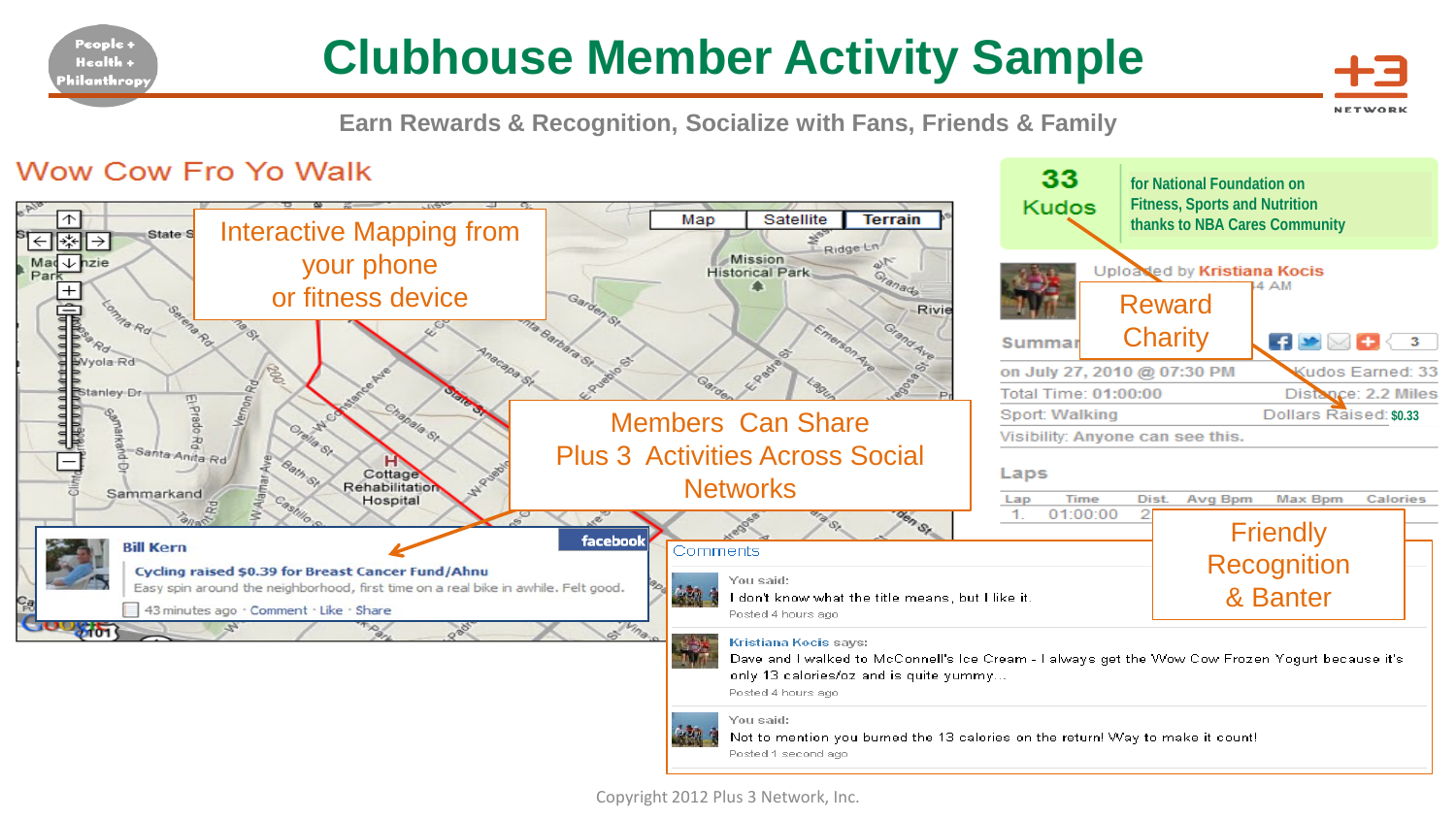# Clubhouse Member Activity Sample

Earn Rewards & Recognition, Socialize with Fans, Friends & Family

## Wow Cow Fro Yo Walk

Interactive Mapping from your phone or fitness device

Members Can Share Plus 3 Activities Across Social Networks

**Bill Kern**

Cycling raised $0.39 for Breast Cancer Fund/Ahnu

Easy spin around the neighborhood, first time on a real bike in awhile. Felt good.

43 minutes ago · Comment · Like · Share

**33 Kudos** for National Foundation on Fitness, Sports and Nutrition thanks to NBA Cares Community

Uploaded by Kristiana Kocis

Reward Charity

Summary

on July 27, 2010 @ 07:30 PM — Kudos Earned: 33

Total Time: 01:00:00 — Distance: 2.2 Miles

Sport: Walking — Dollars Raised: $0.33

Visibility: Anyone can see this.

Laps

| Lap | Time | Dist. | Avg Bpm | Max Bpm | Calories |
|---|---|---|---|---|---|
| 1. | 01:00:00 | 2 | | | |

Comments

You said:
I don't know what the title means, but I like it.
Posted 4 hours ago

Kristiana Kocis says:
Dave and I walked to McConnell's Ice Cream - I always get the Wow Cow Frozen Yogurt because it's only 13 calories/oz and is quite yummy...
Posted 4 hours ago

You said:
Not to mention you burned the 13 calories on the return! Way to make it count!
Posted 1 second ago

Friendly Recognition & Banter

Copyright 2012 Plus 3 Network, Inc.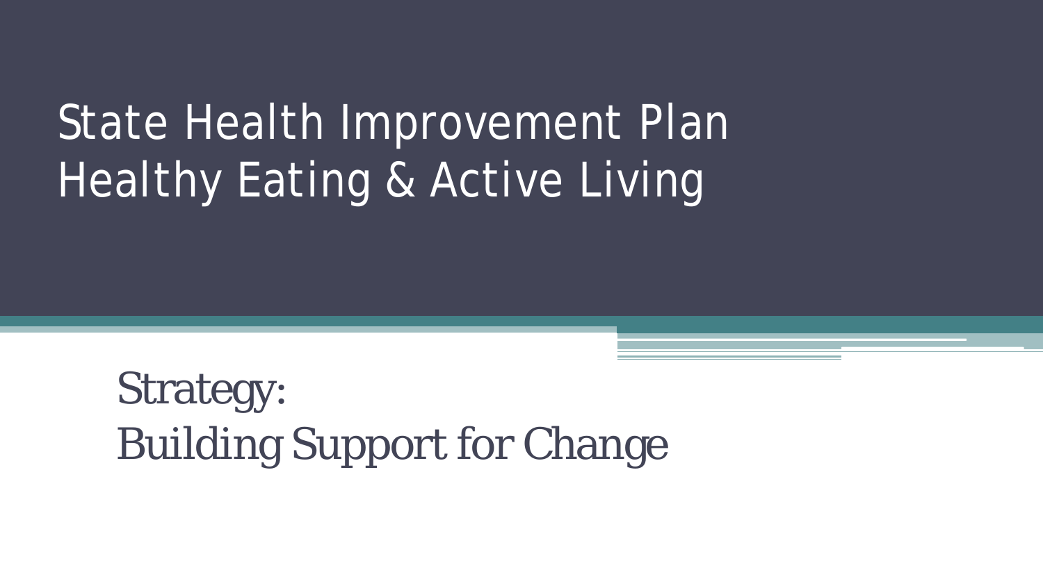# State Health Improvement Plan
# Healthy Eating & Active Living

## Strategy:
## Building Support for Change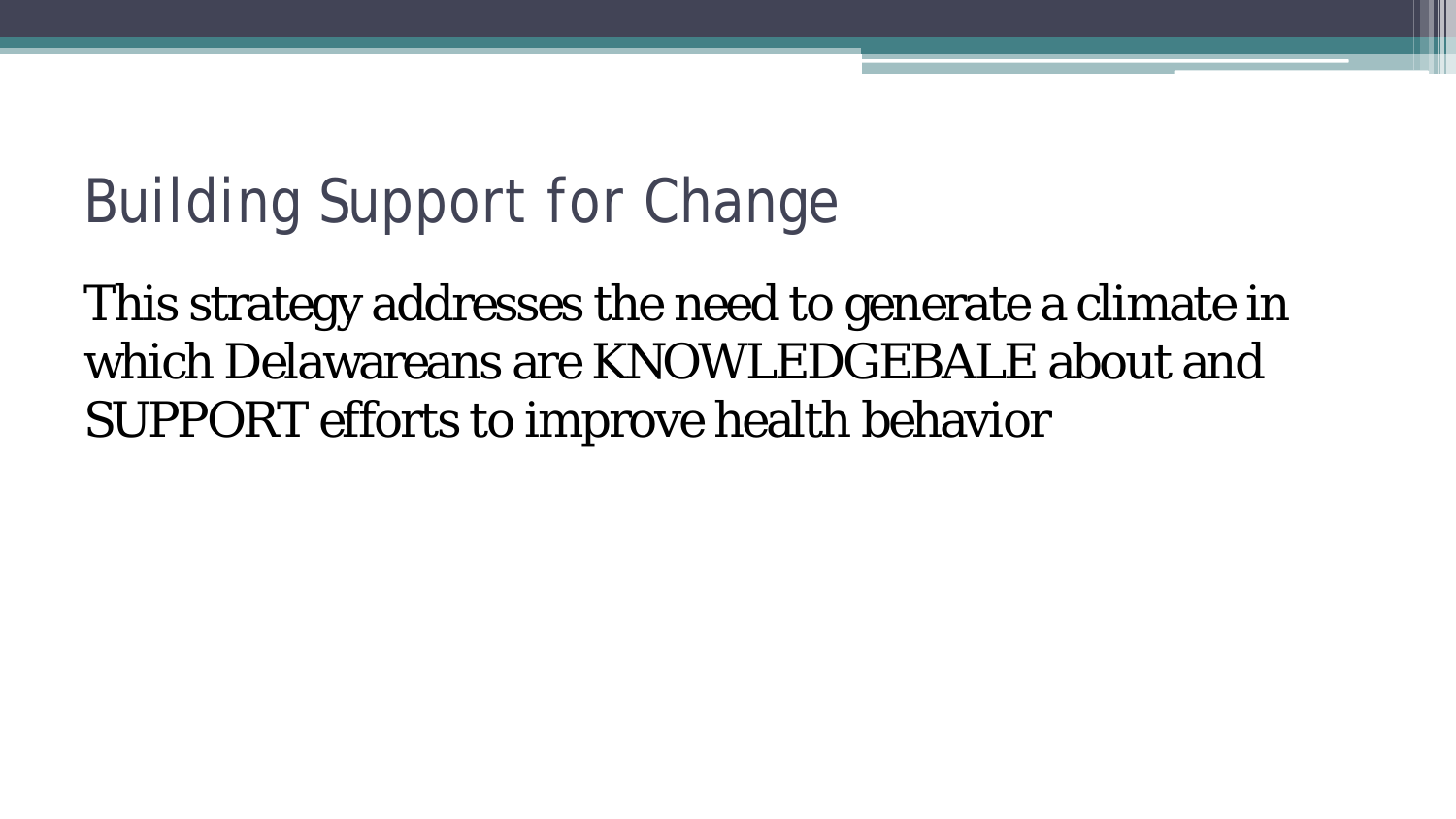# Building Support for Change

This strategy addresses the need to generate a climate in which Delawareans are KNOWLEDGEBALE about and SUPPORT efforts to improve health behavior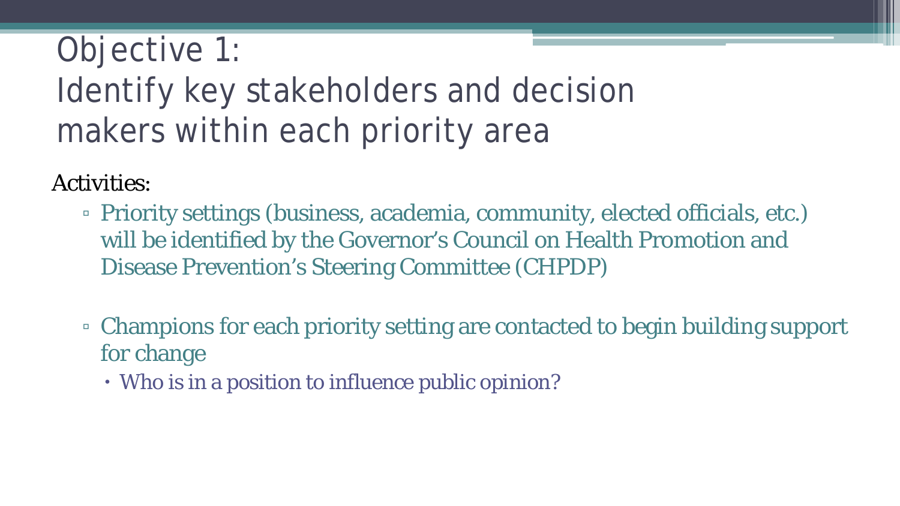# Objective 1:
# Identify key stakeholders and decision makers within each priority area

Activities:

- Priority settings (business, academia, community, elected officials, etc.) will be identified by the Governor's Council on Health Promotion and Disease Prevention's Steering Committee (CHPDP)

- Champions for each priority setting are contacted to begin building support for change
  - Who is in a position to influence public opinion?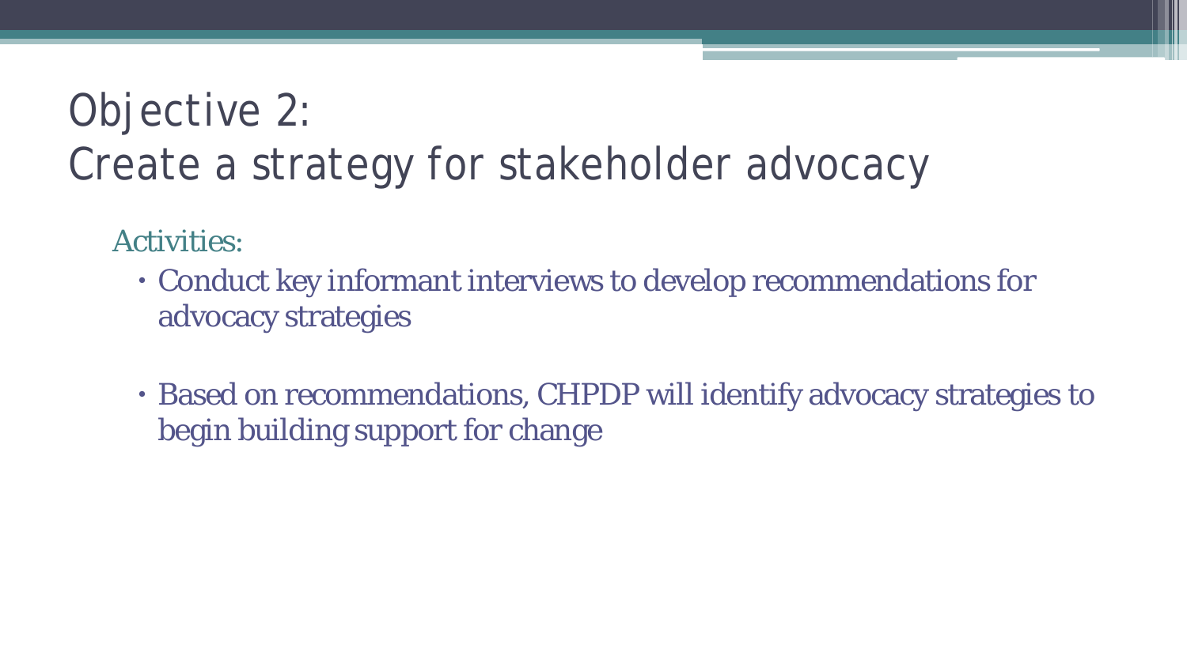# Objective 2:
# Create a strategy for stakeholder advocacy

Activities:

- Conduct key informant interviews to develop recommendations for advocacy strategies
- Based on recommendations, CHPDP will identify advocacy strategies to begin building support for change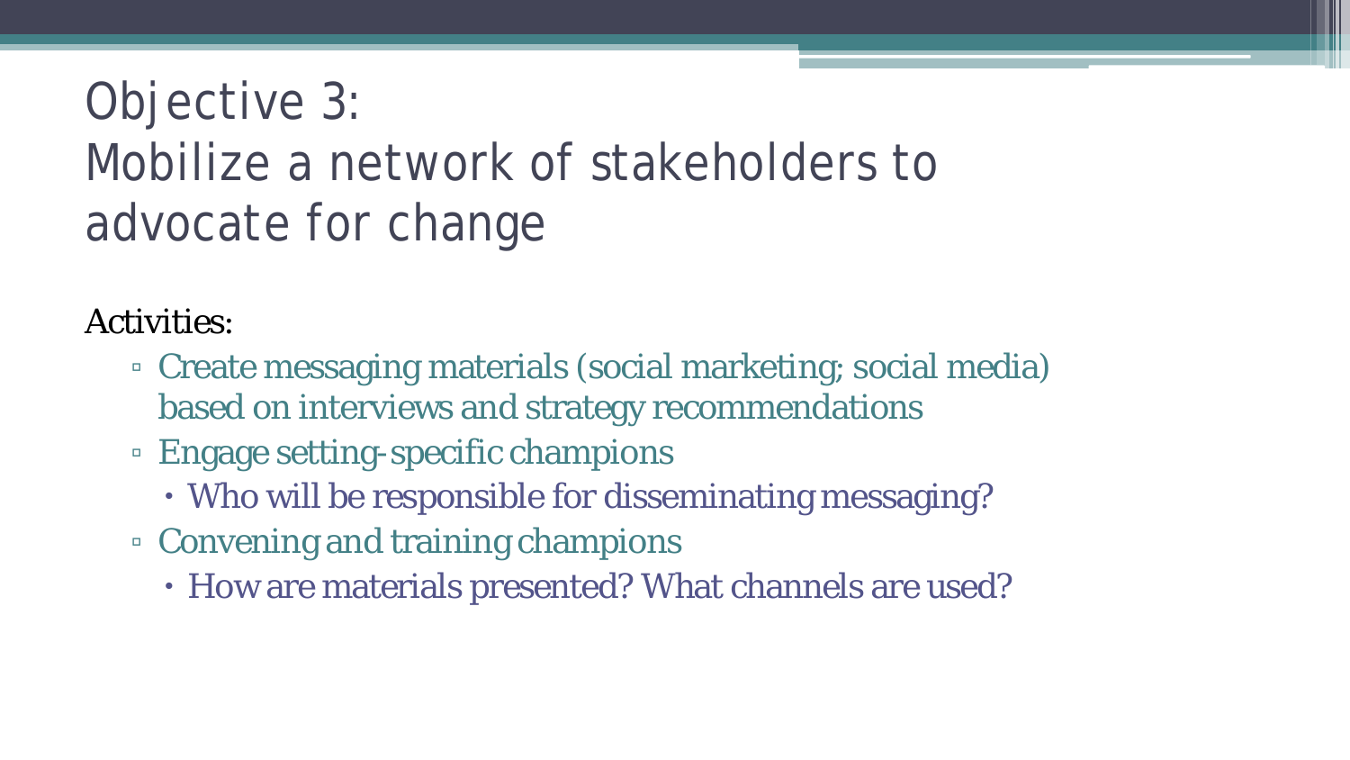# Objective 3: Mobilize a network of stakeholders to advocate for change

Activities:

- Create messaging materials (social marketing; social media) based on interviews and strategy recommendations
- Engage setting-specific champions
  - Who will be responsible for disseminating messaging?
- Convening and training champions
  - How are materials presented? What channels are used?